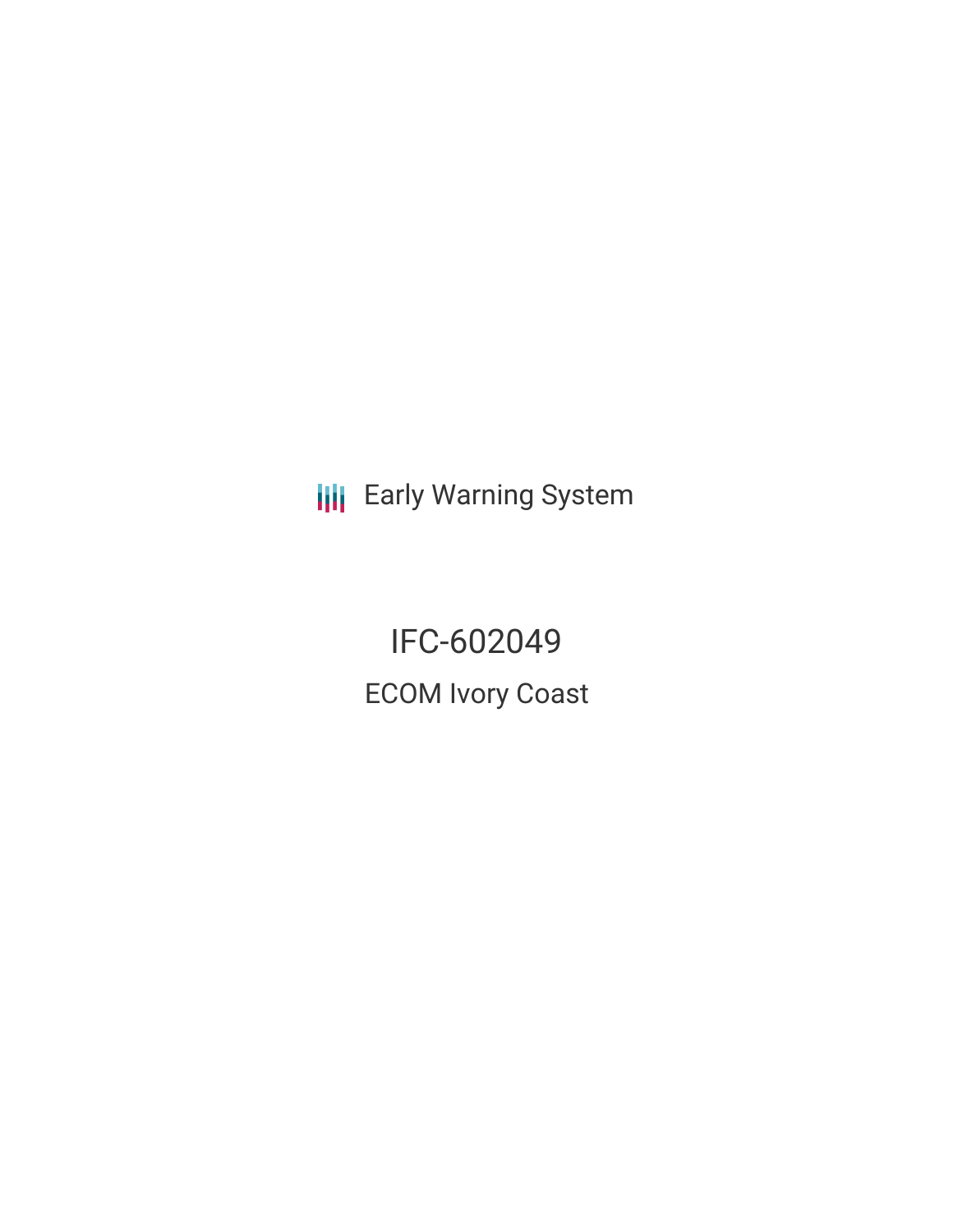Early Warning System

# IFC-602049

## ECOM Ivory Coast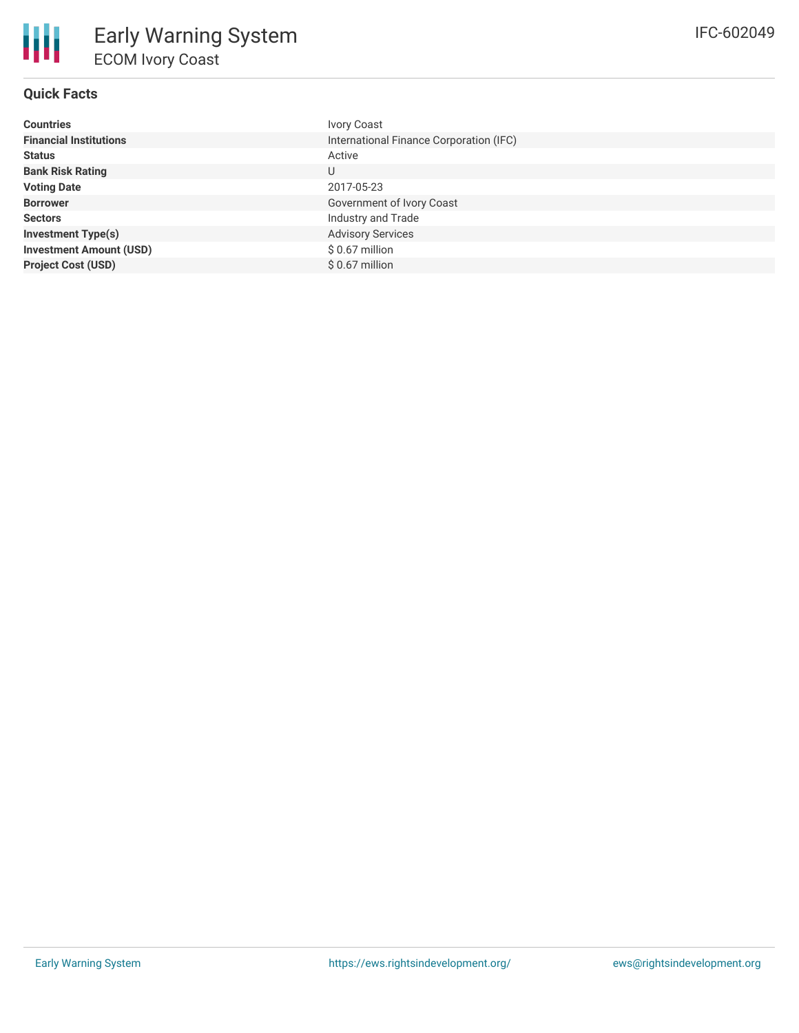# Early Warning System

## ECOM Ivory Coast

IFC-602049

### Quick Facts

| | |
|---|---|
| **Countries** | Ivory Coast |
| **Financial Institutions** | International Finance Corporation (IFC) |
| **Status** | Active |
| **Bank Risk Rating** | U |
| **Voting Date** | 2017-05-23 |
| **Borrower** | Government of Ivory Coast |
| **Sectors** | Industry and Trade |
| **Investment Type(s)** | Advisory Services |
| **Investment Amount (USD)** | $ 0.67 million |
| **Project Cost (USD)** | $ 0.67 million |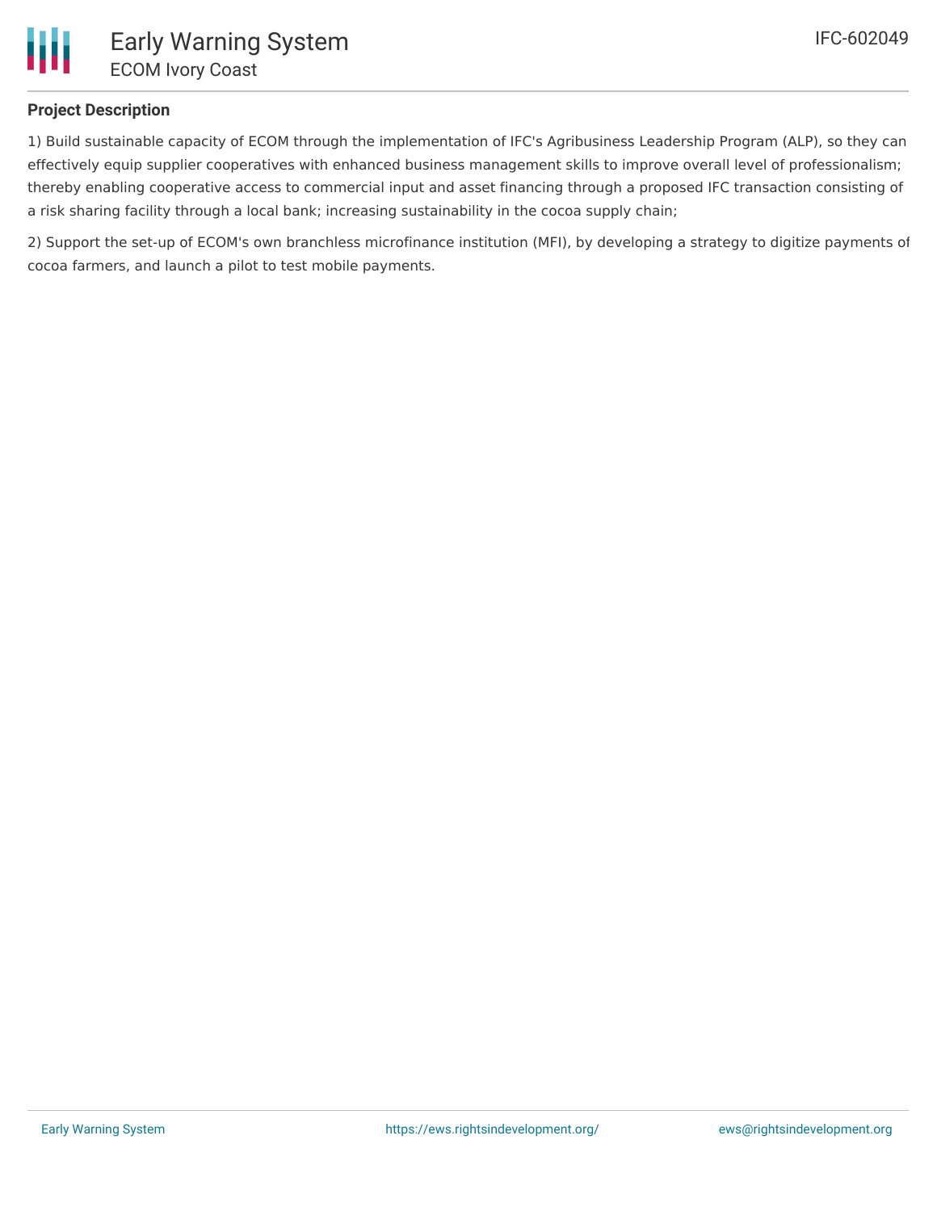### Project Description

1) Build sustainable capacity of ECOM through the implementation of IFC's Agribusiness Leadership Program (ALP), so they can effectively equip supplier cooperatives with enhanced business management skills to improve overall level of professionalism; thereby enabling cooperative access to commercial input and asset financing through a proposed IFC transaction consisting of a risk sharing facility through a local bank; increasing sustainability in the cocoa supply chain;

2) Support the set-up of ECOM's own branchless microfinance institution (MFI), by developing a strategy to digitize payments of cocoa farmers, and launch a pilot to test mobile payments.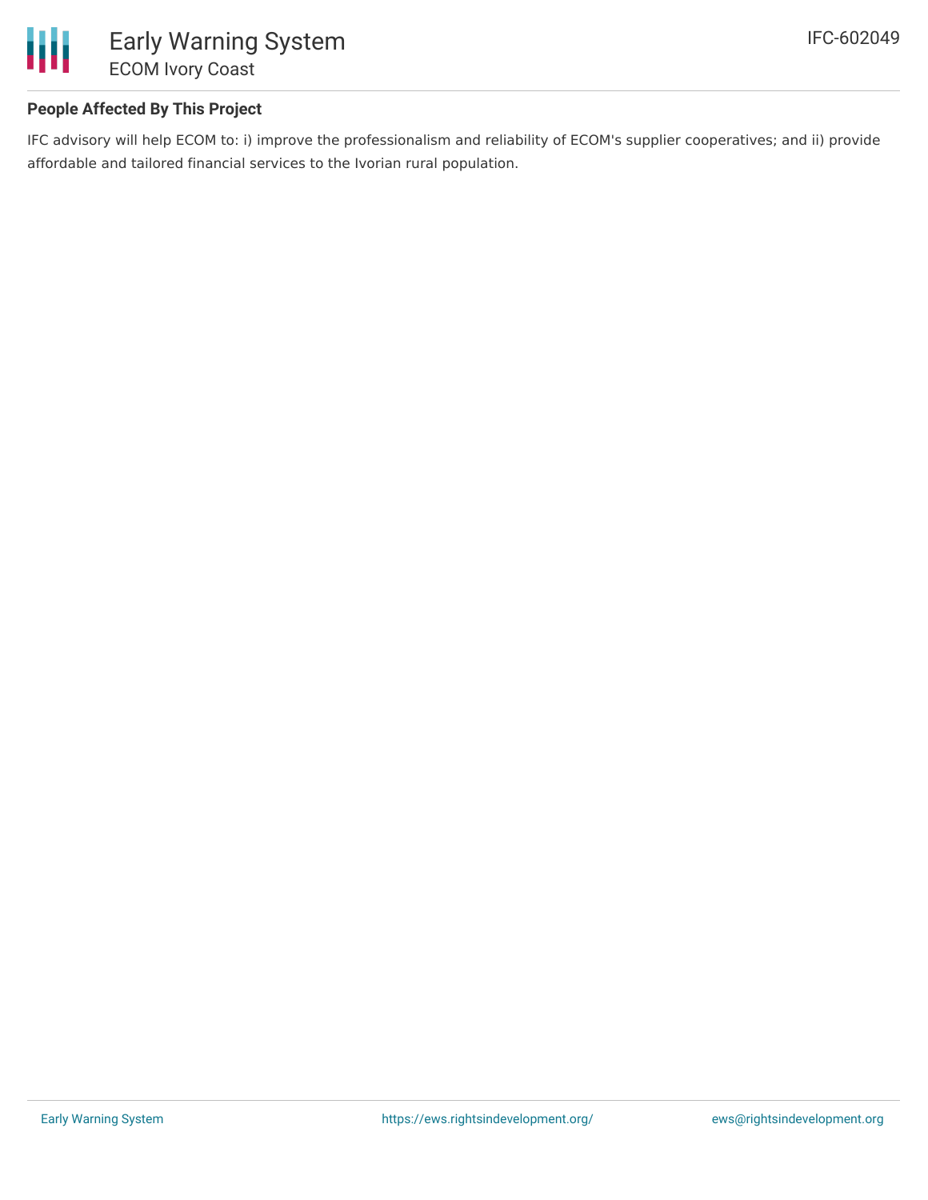## People Affected By This Project

IFC advisory will help ECOM to: i) improve the professionalism and reliability of ECOM's supplier cooperatives; and ii) provide affordable and tailored financial services to the Ivorian rural population.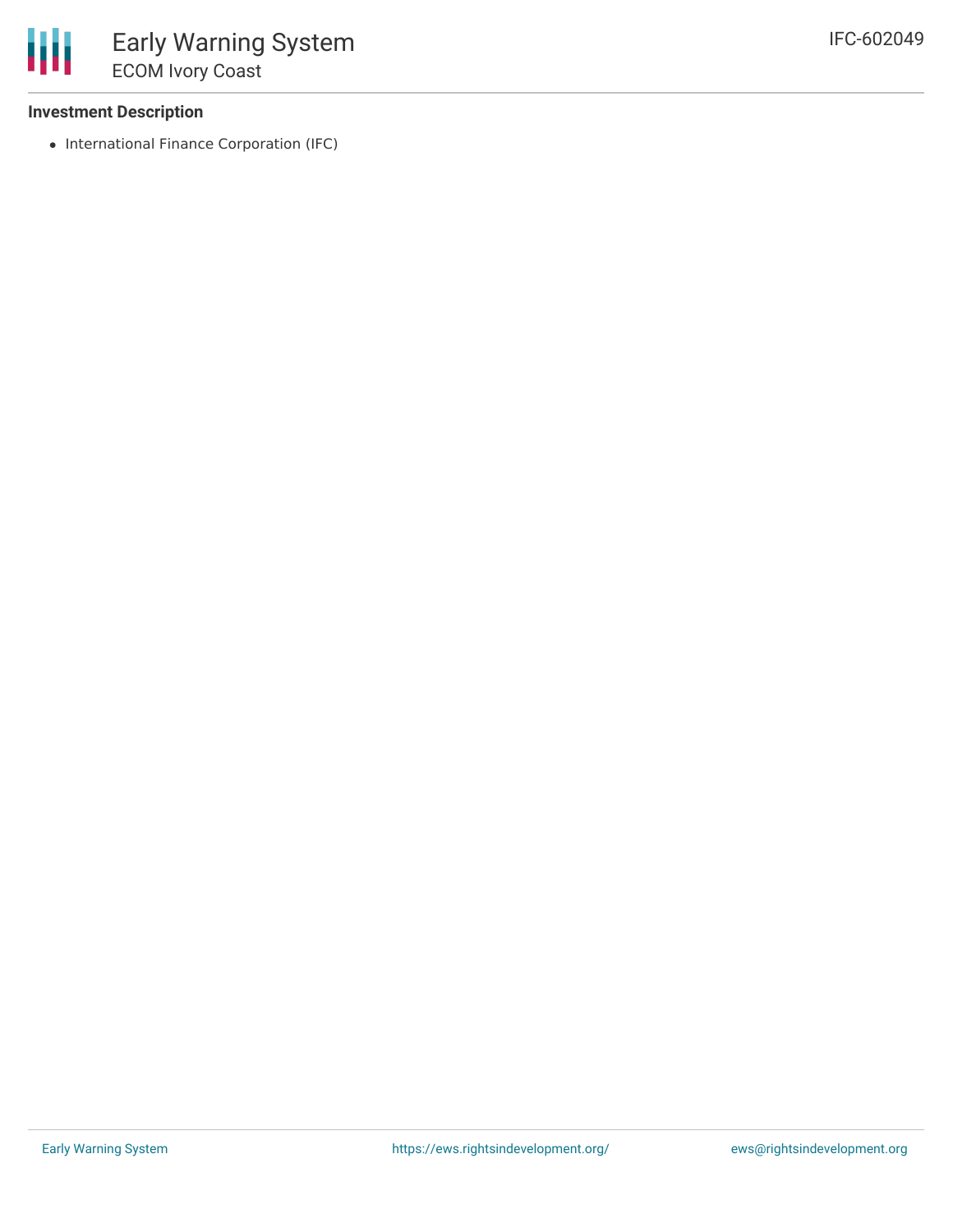### Investment Description

- International Finance Corporation (IFC)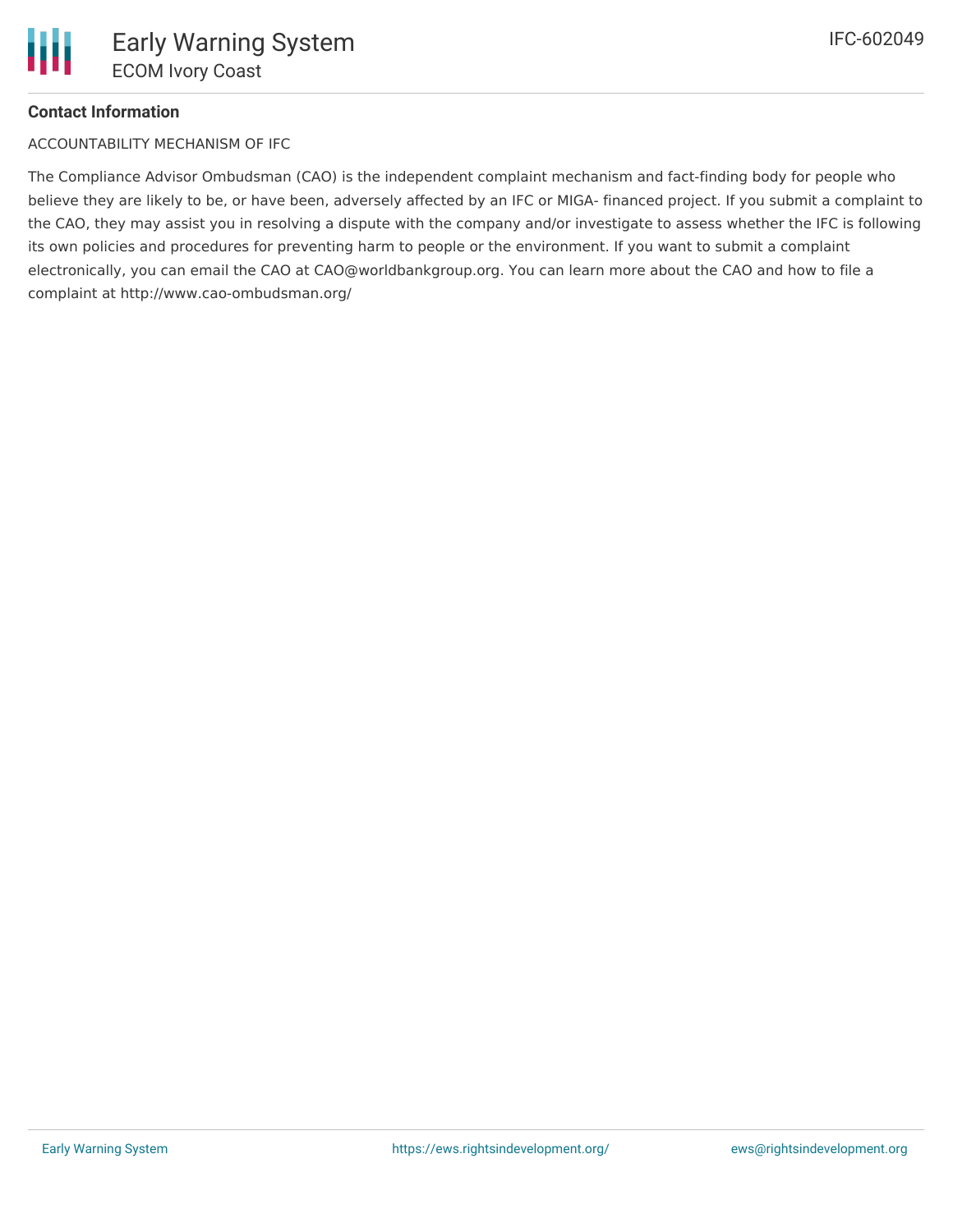**Contact Information**

ACCOUNTABILITY MECHANISM OF IFC

The Compliance Advisor Ombudsman (CAO) is the independent complaint mechanism and fact-finding body for people who believe they are likely to be, or have been, adversely affected by an IFC or MIGA- financed project. If you submit a complaint to the CAO, they may assist you in resolving a dispute with the company and/or investigate to assess whether the IFC is following its own policies and procedures for preventing harm to people or the environment. If you want to submit a complaint electronically, you can email the CAO at CAO@worldbankgroup.org. You can learn more about the CAO and how to file a complaint at http://www.cao-ombudsman.org/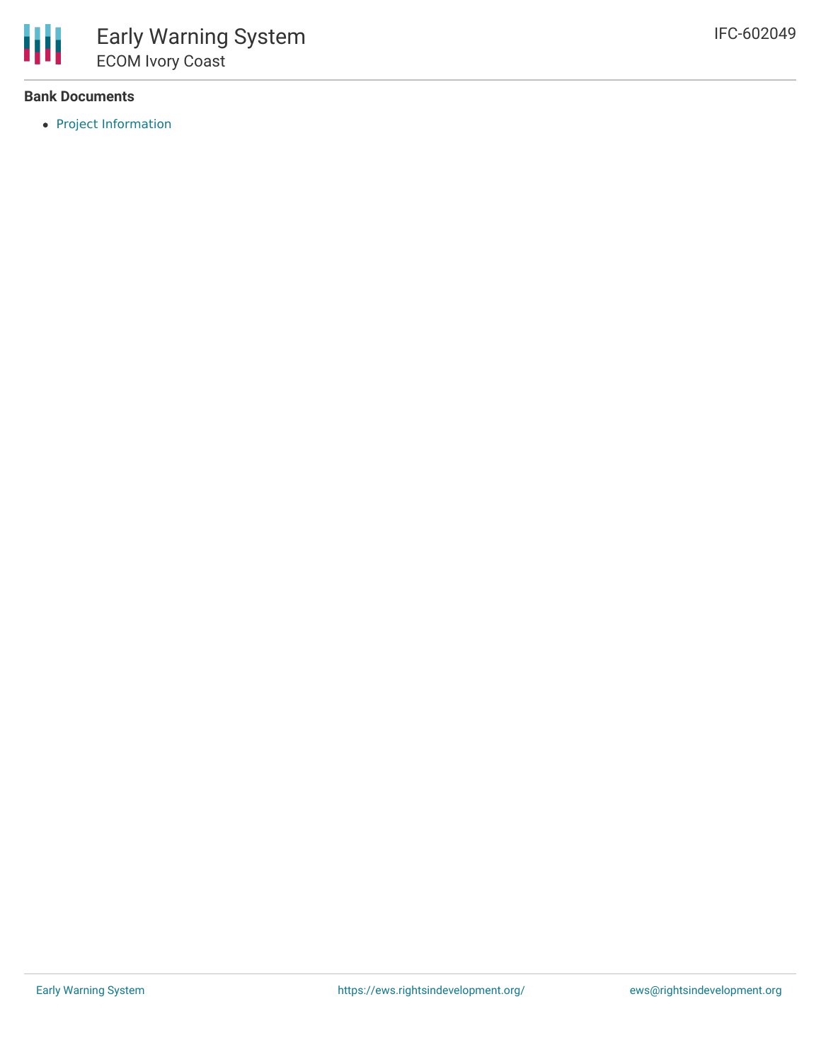**Bank Documents**

- Project Information